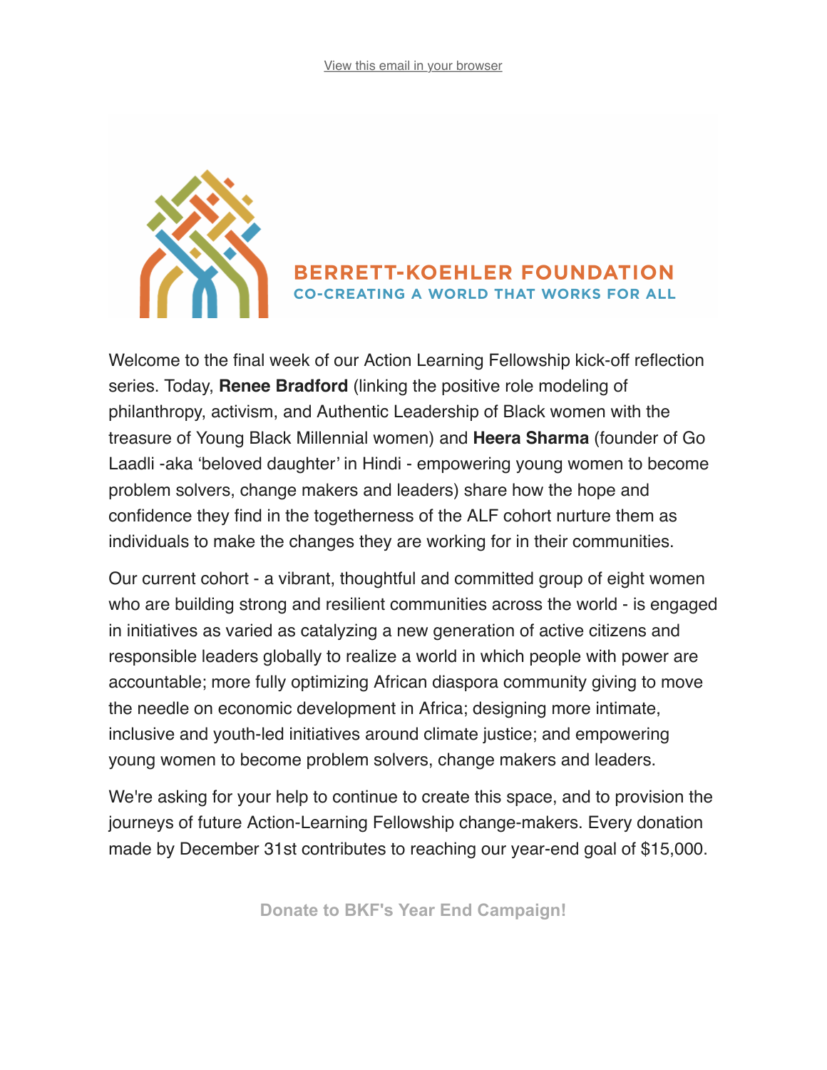View this email in your browser

**BERRETT-KOEHLER FOUNDATION**
CO-CREATING A WORLD THAT WORKS FOR ALL

Welcome to the final week of our Action Learning Fellowship kick-off reflection series. Today, **Renee Bradford** (linking the positive role modeling of philanthropy, activism, and Authentic Leadership of Black women with the treasure of Young Black Millennial women) and **Heera Sharma** (founder of Go Laadli -aka 'beloved daughter' in Hindi - empowering young women to become problem solvers, change makers and leaders) share how the hope and confidence they find in the togetherness of the ALF cohort nurture them as individuals to make the changes they are working for in their communities.

Our current cohort - a vibrant, thoughtful and committed group of eight women who are building strong and resilient communities across the world - is engaged in initiatives as varied as catalyzing a new generation of active citizens and responsible leaders globally to realize a world in which people with power are accountable; more fully optimizing African diaspora community giving to move the needle on economic development in Africa; designing more intimate, inclusive and youth-led initiatives around climate justice; and empowering young women to become problem solvers, change makers and leaders.

We're asking for your help to continue to create this space, and to provision the journeys of future Action-Learning Fellowship change-makers. Every donation made by December 31st contributes to reaching our year-end goal of $15,000.

**Donate to BKF's Year End Campaign!**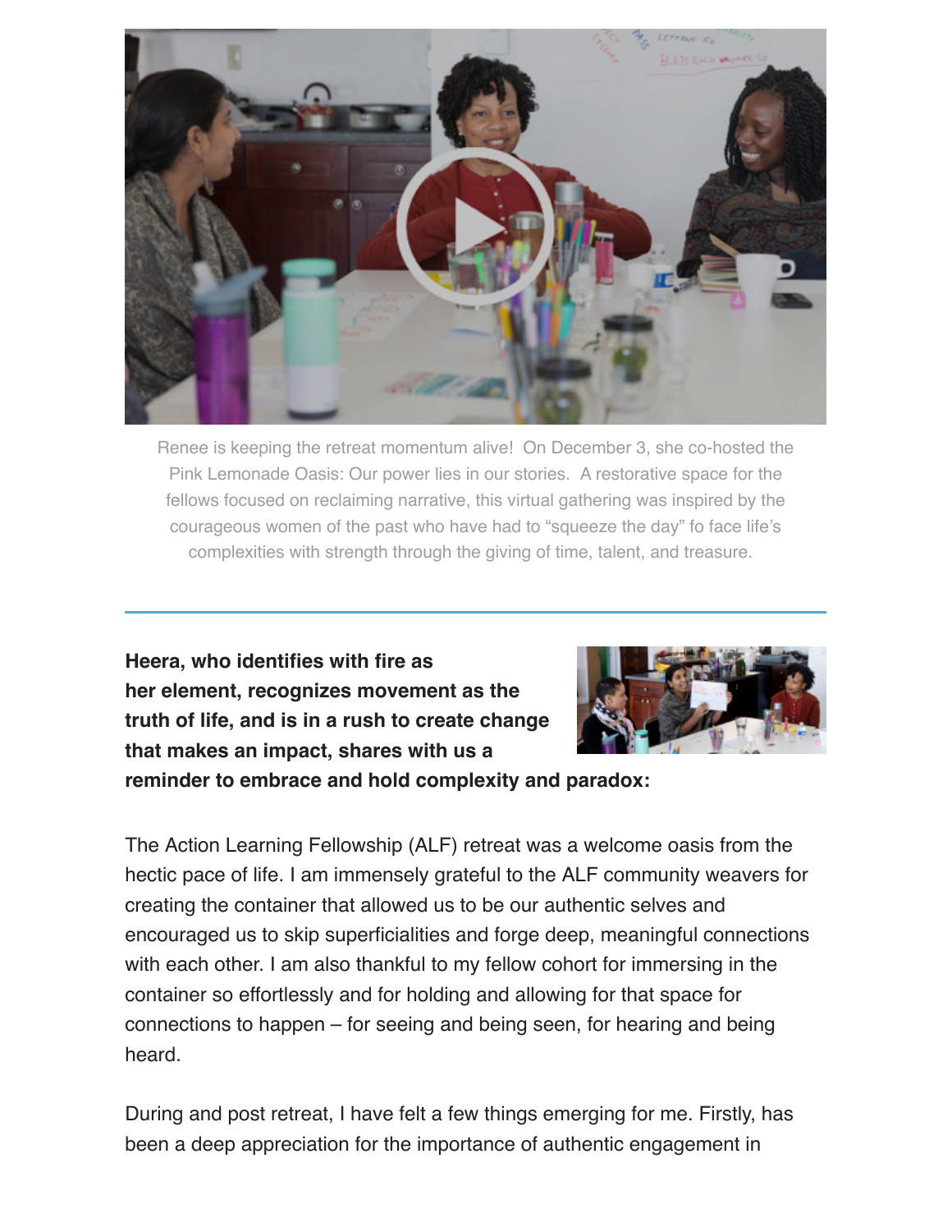Renee is keeping the retreat momentum alive! On December 3, she co-hosted the Pink Lemonade Oasis: Our power lies in our stories. A restorative space for the fellows focused on reclaiming narrative, this virtual gathering was inspired by the courageous women of the past who have had to "squeeze the day" fo face life's complexities with strength through the giving of time, talent, and treasure.

---

**Heera, who identifies with fire as her element, recognizes movement as the truth of life, and is in a rush to create change that makes an impact, shares with us a reminder to embrace and hold complexity and paradox:**

The Action Learning Fellowship (ALF) retreat was a welcome oasis from the hectic pace of life. I am immensely grateful to the ALF community weavers for creating the container that allowed us to be our authentic selves and encouraged us to skip superficialities and forge deep, meaningful connections with each other. I am also thankful to my fellow cohort for immersing in the container so effortlessly and for holding and allowing for that space for connections to happen – for seeing and being seen, for hearing and being heard.

During and post retreat, I have felt a few things emerging for me. Firstly, has been a deep appreciation for the importance of authentic engagement in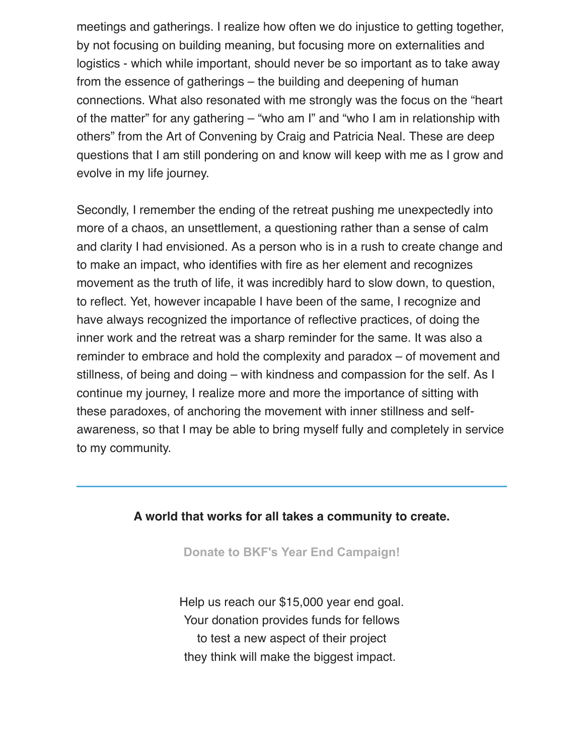meetings and gatherings. I realize how often we do injustice to getting together, by not focusing on building meaning, but focusing more on externalities and logistics - which while important, should never be so important as to take away from the essence of gatherings – the building and deepening of human connections. What also resonated with me strongly was the focus on the "heart of the matter" for any gathering – "who am I" and "who I am in relationship with others" from the Art of Convening by Craig and Patricia Neal. These are deep questions that I am still pondering on and know will keep with me as I grow and evolve in my life journey.

Secondly, I remember the ending of the retreat pushing me unexpectedly into more of a chaos, an unsettlement, a questioning rather than a sense of calm and clarity I had envisioned. As a person who is in a rush to create change and to make an impact, who identifies with fire as her element and recognizes movement as the truth of life, it was incredibly hard to slow down, to question, to reflect. Yet, however incapable I have been of the same, I recognize and have always recognized the importance of reflective practices, of doing the inner work and the retreat was a sharp reminder for the same. It was also a reminder to embrace and hold the complexity and paradox – of movement and stillness, of being and doing – with kindness and compassion for the self. As I continue my journey, I realize more and more the importance of sitting with these paradoxes, of anchoring the movement with inner stillness and self-awareness, so that I may be able to bring myself fully and completely in service to my community.

---

**A world that works for all takes a community to create.**

**Donate to BKF's Year End Campaign!**

Help us reach our $15,000 year end goal.
Your donation provides funds for fellows
to test a new aspect of their project
they think will make the biggest impact.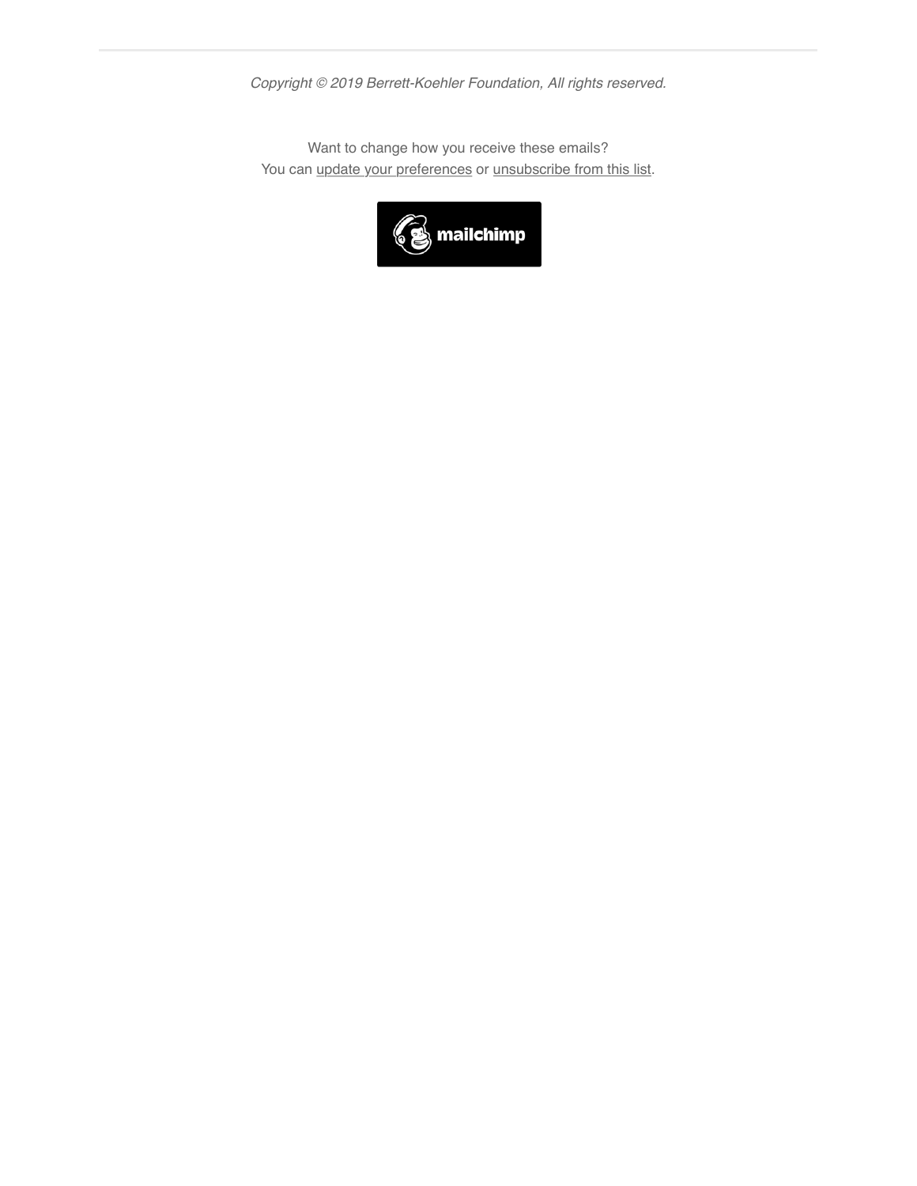---

*Copyright © 2019 Berrett-Koehler Foundation, All rights reserved.*

Want to change how you receive these emails?
You can update your preferences or unsubscribe from this list.